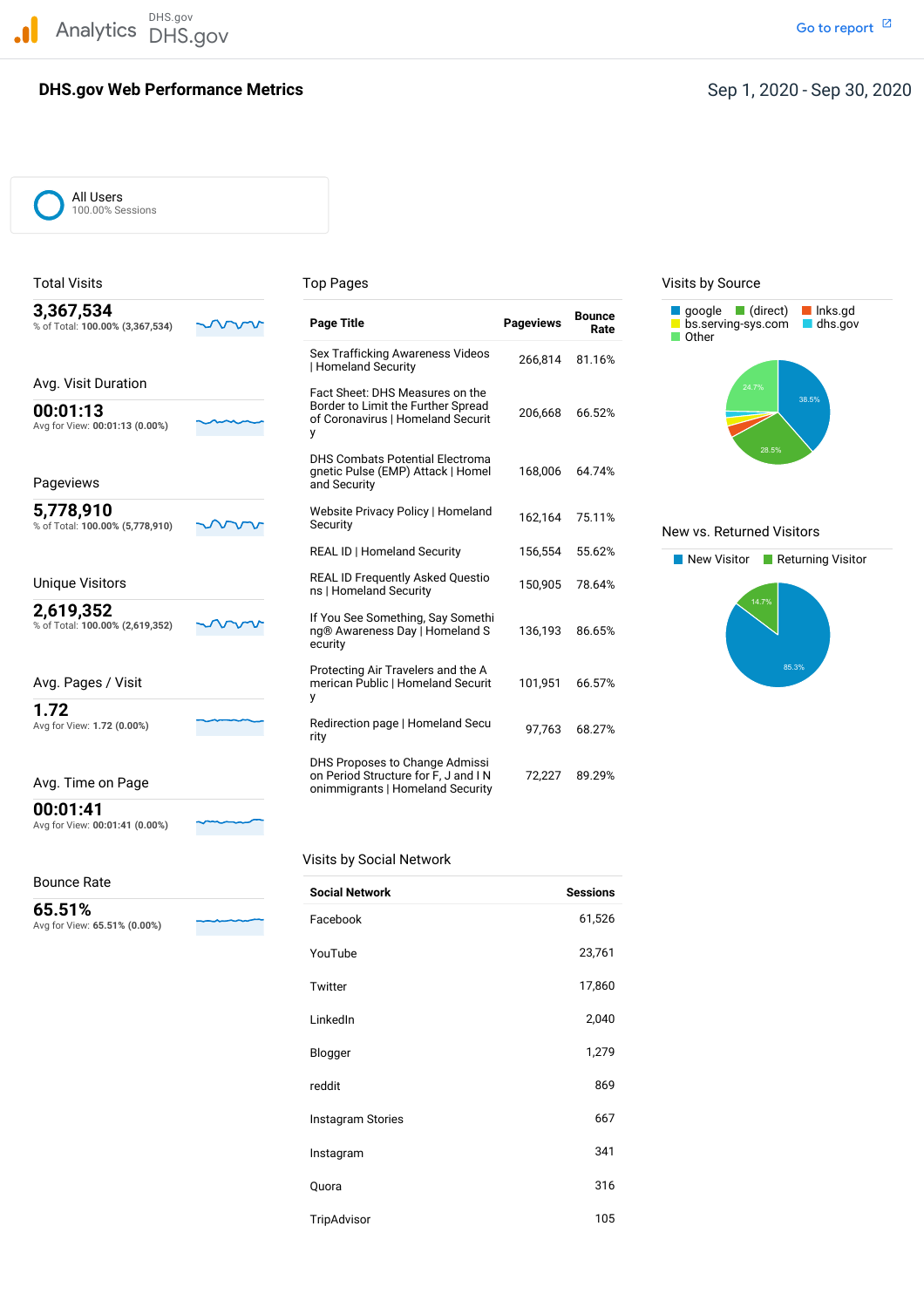Analytics DHS.gov

DHS.gov

Go to report

# DHS.gov Web Performance Metrics

Sep 1, 2020 - Sep 30, 2020

All Users
100.00% Sessions

## Total Visits

**3,367,534**
% of Total: **100.00% (3,367,534)**

## Avg. Visit Duration

**00:01:13**
Avg for View: **00:01:13 (0.00%)**

## Pageviews

**5,778,910**
% of Total: **100.00% (5,778,910)**

## Unique Visitors

**2,619,352**
% of Total: **100.00% (2,619,352)**

## Avg. Pages / Visit

**1.72**
Avg for View: **1.72 (0.00%)**

## Avg. Time on Page

**00:01:41**
Avg for View: **00:01:41 (0.00%)**

## Bounce Rate

**65.51%**
Avg for View: **65.51% (0.00%)**

## Top Pages

| Page Title | Pageviews | Bounce Rate |
|---|---|---|
| Sex Trafficking Awareness Videos \| Homeland Security | 266,814 | 81.16% |
| Fact Sheet: DHS Measures on the Border to Limit the Further Spread of Coronavirus \| Homeland Security | 206,668 | 66.52% |
| DHS Combats Potential Electromagnetic Pulse (EMP) Attack \| Homeland Security | 168,006 | 64.74% |
| Website Privacy Policy \| Homeland Security | 162,164 | 75.11% |
| REAL ID \| Homeland Security | 156,554 | 55.62% |
| REAL ID Frequently Asked Questions \| Homeland Security | 150,905 | 78.64% |
| If You See Something, Say Something® Awareness Day \| Homeland Security | 136,193 | 86.65% |
| Protecting Air Travelers and the American Public \| Homeland Security | 101,951 | 66.57% |
| Redirection page \| Homeland Security | 97,763 | 68.27% |
| DHS Proposes to Change Admission Period Structure for F, J and I Nonimmigrants \| Homeland Security | 72,227 | 89.29% |

## Visits by Social Network

| Social Network | Sessions |
|---|---|
| Facebook | 61,526 |
| YouTube | 23,761 |
| Twitter | 17,860 |
| LinkedIn | 2,040 |
| Blogger | 1,279 |
| reddit | 869 |
| Instagram Stories | 667 |
| Instagram | 341 |
| Quora | 316 |
| TripAdvisor | 105 |

## Visits by Source

google, (direct), lnks.gd, bs.serving-sys.com, dhs.gov, Other

38.5%, 28.5%, 24.7%

## New vs. Returned Visitors

New Visitor, Returning Visitor

85.3%, 14.7%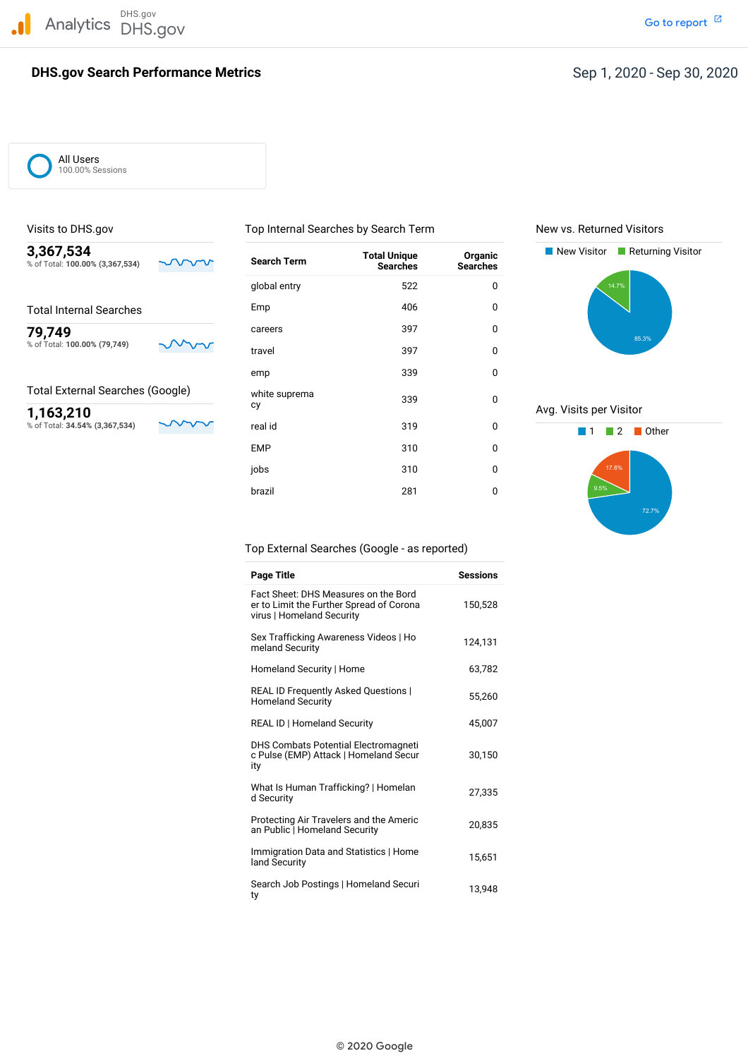Analytics DHS.gov DHS.gov

Go to report

# DHS.gov Search Performance Metrics

Sep 1, 2020 - Sep 30, 2020

All Users
100.00% Sessions

## Visits to DHS.gov

**3,367,534**
% of Total: **100.00% (3,367,534)**

## Total Internal Searches

**79,749**
% of Total: **100.00% (79,749)**

## Total External Searches (Google)

**1,163,210**
% of Total: **34.54% (3,367,534)**

## Top Internal Searches by Search Term

| Search Term | Total Unique Searches | Organic Searches |
|---|---|---|
| global entry | 522 | 0 |
| Emp | 406 | 0 |
| careers | 397 | 0 |
| travel | 397 | 0 |
| emp | 339 | 0 |
| white supremacy | 339 | 0 |
| real id | 319 | 0 |
| EMP | 310 | 0 |
| jobs | 310 | 0 |
| brazil | 281 | 0 |

## New vs. Returned Visitors

- New Visitor: 85.3%
- Returning Visitor: 14.7%

## Avg. Visits per Visitor

- 1: 72.7%
- 2: 9.5%
- Other: 17.8%

## Top External Searches (Google - as reported)

| Page Title | Sessions |
|---|---|
| Fact Sheet: DHS Measures on the Border to Limit the Further Spread of Coronavirus \| Homeland Security | 150,528 |
| Sex Trafficking Awareness Videos \| Homeland Security | 124,131 |
| Homeland Security \| Home | 63,782 |
| REAL ID Frequently Asked Questions \| Homeland Security | 55,260 |
| REAL ID \| Homeland Security | 45,007 |
| DHS Combats Potential Electromagnetic Pulse (EMP) Attack \| Homeland Security | 30,150 |
| What Is Human Trafficking? \| Homeland Security | 27,335 |
| Protecting Air Travelers and the American Public \| Homeland Security | 20,835 |
| Immigration Data and Statistics \| Homeland Security | 15,651 |
| Search Job Postings \| Homeland Security | 13,948 |

© 2020 Google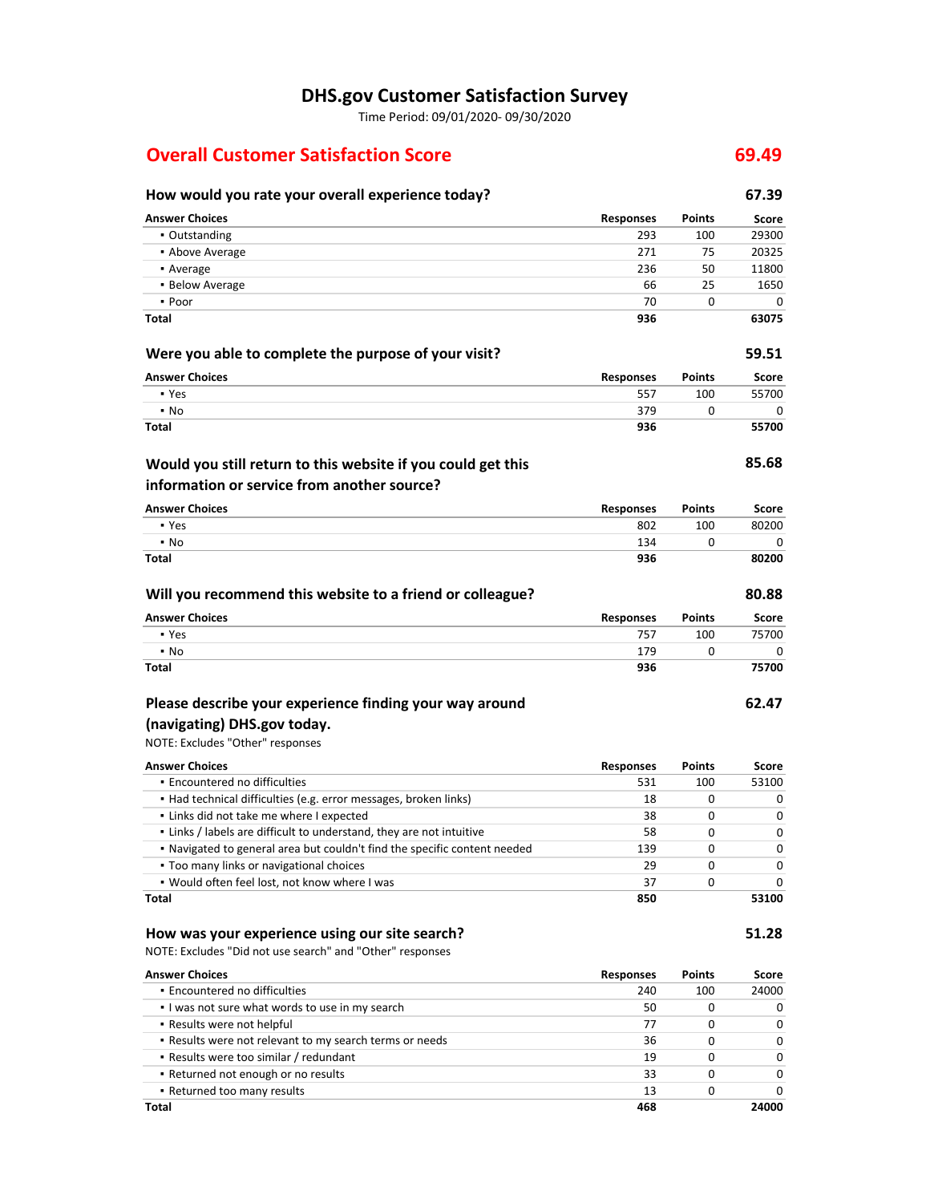# DHS.gov Customer Satisfaction Survey

Time Period: 09/01/2020- 09/30/2020

## Overall Customer Satisfaction Score 69.49

### How would you rate your overall experience today? 67.39

| Answer Choices | Responses | Points | Score |
|---|---|---|---|
| ▪ Outstanding | 293 | 100 | 29300 |
| ▪ Above Average | 271 | 75 | 20325 |
| ▪ Average | 236 | 50 | 11800 |
| ▪ Below Average | 66 | 25 | 1650 |
| ▪ Poor | 70 | 0 | 0 |
| **Total** | **936** | | **63075** |

### Were you able to complete the purpose of your visit? 59.51

| Answer Choices | Responses | Points | Score |
|---|---|---|---|
| ▪ Yes | 557 | 100 | 55700 |
| ▪ No | 379 | 0 | 0 |
| **Total** | **936** | | **55700** |

### Would you still return to this website if you could get this information or service from another source? 85.68

| Answer Choices | Responses | Points | Score |
|---|---|---|---|
| ▪ Yes | 802 | 100 | 80200 |
| ▪ No | 134 | 0 | 0 |
| **Total** | **936** | | **80200** |

### Will you recommend this website to a friend or colleague? 80.88

| Answer Choices | Responses | Points | Score |
|---|---|---|---|
| ▪ Yes | 757 | 100 | 75700 |
| ▪ No | 179 | 0 | 0 |
| **Total** | **936** | | **75700** |

### Please describe your experience finding your way around (navigating) DHS.gov today. 62.47

NOTE: Excludes "Other" responses

| Answer Choices | Responses | Points | Score |
|---|---|---|---|
| ▪ Encountered no difficulties | 531 | 100 | 53100 |
| ▪ Had technical difficulties (e.g. error messages, broken links) | 18 | 0 | 0 |
| ▪ Links did not take me where I expected | 38 | 0 | 0 |
| ▪ Links / labels are difficult to understand, they are not intuitive | 58 | 0 | 0 |
| ▪ Navigated to general area but couldn't find the specific content needed | 139 | 0 | 0 |
| ▪ Too many links or navigational choices | 29 | 0 | 0 |
| ▪ Would often feel lost, not know where I was | 37 | 0 | 0 |
| **Total** | **850** | | **53100** |

### How was your experience using our site search? 51.28

NOTE: Excludes "Did not use search" and "Other" responses

| Answer Choices | Responses | Points | Score |
|---|---|---|---|
| ▪ Encountered no difficulties | 240 | 100 | 24000 |
| ▪ I was not sure what words to use in my search | 50 | 0 | 0 |
| ▪ Results were not helpful | 77 | 0 | 0 |
| ▪ Results were not relevant to my search terms or needs | 36 | 0 | 0 |
| ▪ Results were too similar / redundant | 19 | 0 | 0 |
| ▪ Returned not enough or no results | 33 | 0 | 0 |
| ▪ Returned too many results | 13 | 0 | 0 |
| **Total** | **468** | | **24000** |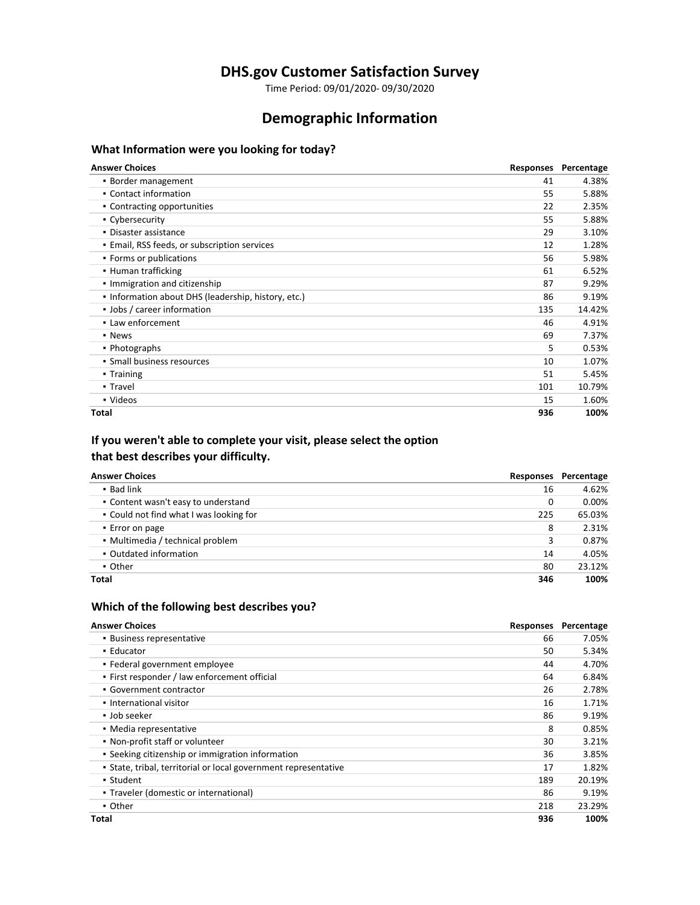# DHS.gov Customer Satisfaction Survey

Time Period: 09/01/2020- 09/30/2020

## Demographic Information

### What Information were you looking for today?

| Answer Choices | Responses | Percentage |
|---|---|---|
| ▪ Border management | 41 | 4.38% |
| ▪ Contact information | 55 | 5.88% |
| ▪ Contracting opportunities | 22 | 2.35% |
| ▪ Cybersecurity | 55 | 5.88% |
| ▪ Disaster assistance | 29 | 3.10% |
| ▪ Email, RSS feeds, or subscription services | 12 | 1.28% |
| ▪ Forms or publications | 56 | 5.98% |
| ▪ Human trafficking | 61 | 6.52% |
| ▪ Immigration and citizenship | 87 | 9.29% |
| ▪ Information about DHS (leadership, history, etc.) | 86 | 9.19% |
| ▪ Jobs / career information | 135 | 14.42% |
| ▪ Law enforcement | 46 | 4.91% |
| ▪ News | 69 | 7.37% |
| ▪ Photographs | 5 | 0.53% |
| ▪ Small business resources | 10 | 1.07% |
| ▪ Training | 51 | 5.45% |
| ▪ Travel | 101 | 10.79% |
| ▪ Videos | 15 | 1.60% |
| **Total** | **936** | **100%** |

### If you weren't able to complete your visit, please select the option that best describes your difficulty.

| Answer Choices | Responses | Percentage |
|---|---|---|
| ▪ Bad link | 16 | 4.62% |
| ▪ Content wasn't easy to understand | 0 | 0.00% |
| ▪ Could not find what I was looking for | 225 | 65.03% |
| ▪ Error on page | 8 | 2.31% |
| ▪ Multimedia / technical problem | 3 | 0.87% |
| ▪ Outdated information | 14 | 4.05% |
| ▪ Other | 80 | 23.12% |
| **Total** | **346** | **100%** |

### Which of the following best describes you?

| Answer Choices | Responses | Percentage |
|---|---|---|
| ▪ Business representative | 66 | 7.05% |
| ▪ Educator | 50 | 5.34% |
| ▪ Federal government employee | 44 | 4.70% |
| ▪ First responder / law enforcement official | 64 | 6.84% |
| ▪ Government contractor | 26 | 2.78% |
| ▪ International visitor | 16 | 1.71% |
| ▪ Job seeker | 86 | 9.19% |
| ▪ Media representative | 8 | 0.85% |
| ▪ Non-profit staff or volunteer | 30 | 3.21% |
| ▪ Seeking citizenship or immigration information | 36 | 3.85% |
| ▪ State, tribal, territorial or local government representative | 17 | 1.82% |
| ▪ Student | 189 | 20.19% |
| ▪ Traveler (domestic or international) | 86 | 9.19% |
| ▪ Other | 218 | 23.29% |
| **Total** | **936** | **100%** |